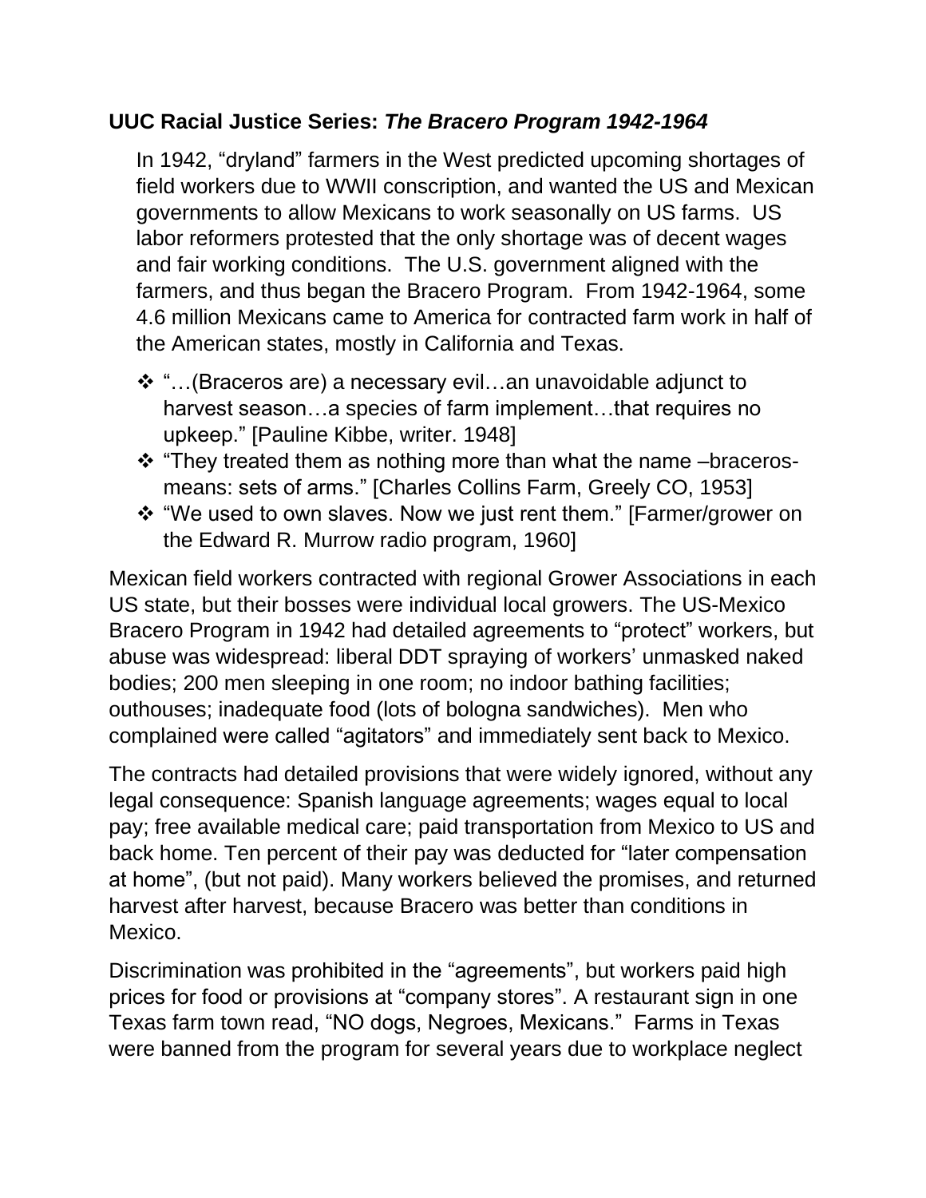**UUC Racial Justice Series: *The Bracero Program 1942-1964***

In 1942, “dryland” farmers in the West predicted upcoming shortages of field workers due to WWII conscription, and wanted the US and Mexican governments to allow Mexicans to work seasonally on US farms. US labor reformers protested that the only shortage was of decent wages and fair working conditions. The U.S. government aligned with the farmers, and thus began the Bracero Program. From 1942-1964, some 4.6 million Mexicans came to America for contracted farm work in half of the American states, mostly in California and Texas.

- “…(Braceros are) a necessary evil…an unavoidable adjunct to harvest season…a species of farm implement…that requires no upkeep.” [Pauline Kibbe, writer. 1948]
- “They treated them as nothing more than what the name –braceros- means: sets of arms.” [Charles Collins Farm, Greely CO, 1953]
- “We used to own slaves. Now we just rent them.” [Farmer/grower on the Edward R. Murrow radio program, 1960]

Mexican field workers contracted with regional Grower Associations in each US state, but their bosses were individual local growers. The US-Mexico Bracero Program in 1942 had detailed agreements to “protect” workers, but abuse was widespread: liberal DDT spraying of workers’ unmasked naked bodies; 200 men sleeping in one room; no indoor bathing facilities; outhouses; inadequate food (lots of bologna sandwiches). Men who complained were called “agitators” and immediately sent back to Mexico.

The contracts had detailed provisions that were widely ignored, without any legal consequence: Spanish language agreements; wages equal to local pay; free available medical care; paid transportation from Mexico to US and back home. Ten percent of their pay was deducted for “later compensation at home”, (but not paid). Many workers believed the promises, and returned harvest after harvest, because Bracero was better than conditions in Mexico.

Discrimination was prohibited in the “agreements”, but workers paid high prices for food or provisions at “company stores”. A restaurant sign in one Texas farm town read, “NO dogs, Negroes, Mexicans.” Farms in Texas were banned from the program for several years due to workplace neglect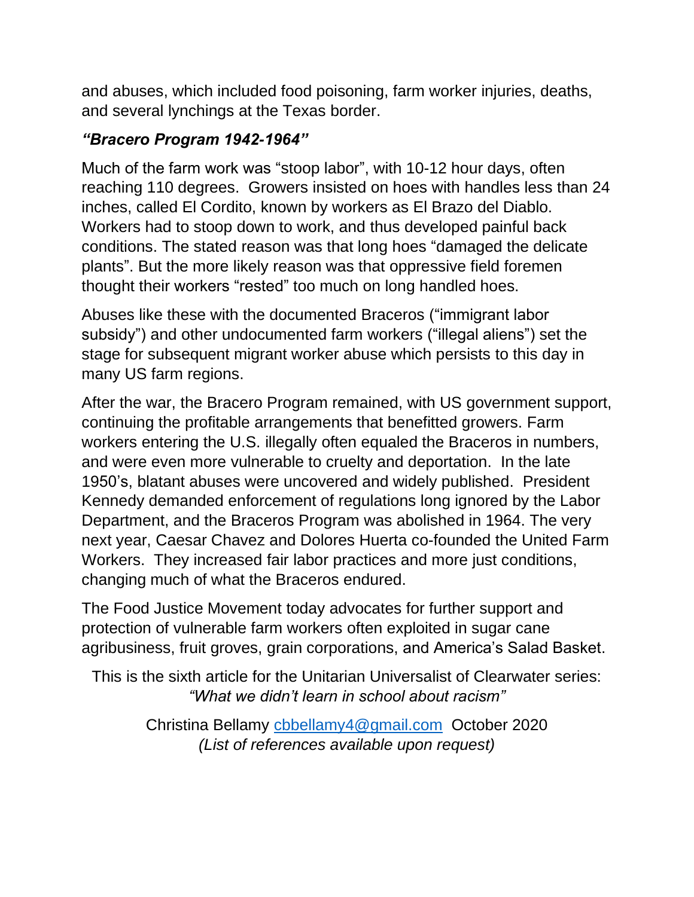and abuses, which included food poisoning, farm worker injuries, deaths, and several lynchings at the Texas border.

### *"Bracero Program 1942-1964"*

Much of the farm work was "stoop labor", with 10-12 hour days, often reaching 110 degrees. Growers insisted on hoes with handles less than 24 inches, called El Cordito, known by workers as El Brazo del Diablo. Workers had to stoop down to work, and thus developed painful back conditions. The stated reason was that long hoes "damaged the delicate plants". But the more likely reason was that oppressive field foremen thought their workers "rested" too much on long handled hoes.

Abuses like these with the documented Braceros ("immigrant labor subsidy") and other undocumented farm workers ("illegal aliens") set the stage for subsequent migrant worker abuse which persists to this day in many US farm regions.

After the war, the Bracero Program remained, with US government support, continuing the profitable arrangements that benefitted growers. Farm workers entering the U.S. illegally often equaled the Braceros in numbers, and were even more vulnerable to cruelty and deportation. In the late 1950's, blatant abuses were uncovered and widely published. President Kennedy demanded enforcement of regulations long ignored by the Labor Department, and the Braceros Program was abolished in 1964. The very next year, Caesar Chavez and Dolores Huerta co-founded the United Farm Workers. They increased fair labor practices and more just conditions, changing much of what the Braceros endured.

The Food Justice Movement today advocates for further support and protection of vulnerable farm workers often exploited in sugar cane agribusiness, fruit groves, grain corporations, and America's Salad Basket.

This is the sixth article for the Unitarian Universalist of Clearwater series: *"What we didn't learn in school about racism"*

Christina Bellamy [cbbellamy4@gmail.com](mailto:cbbellamy4@gmail.com) October 2020
*(List of references available upon request)*